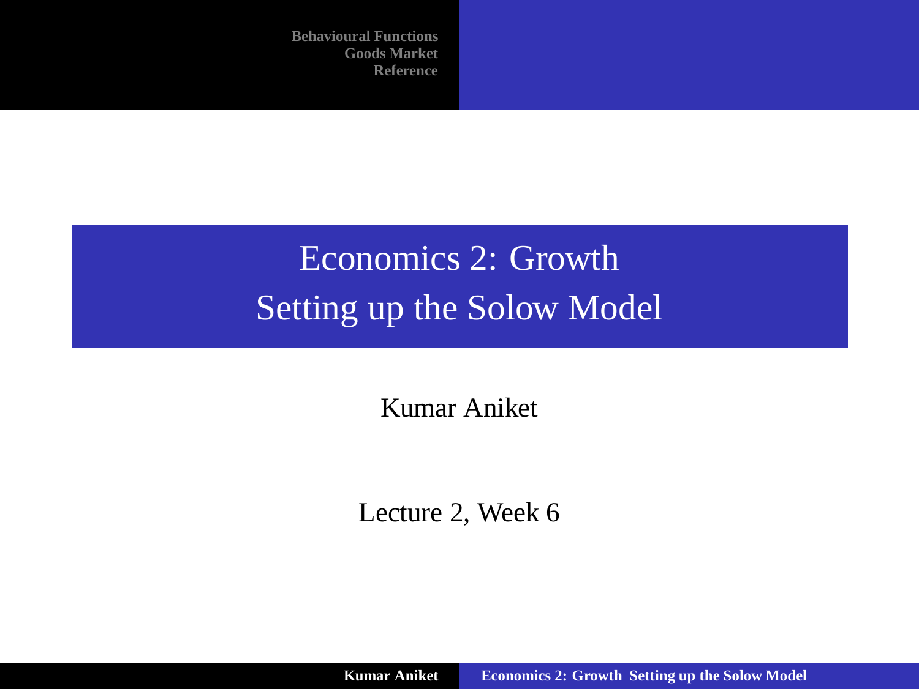# Economics 2: Growth
# Setting up the Solow Model

Kumar Aniket

Lecture 2, Week 6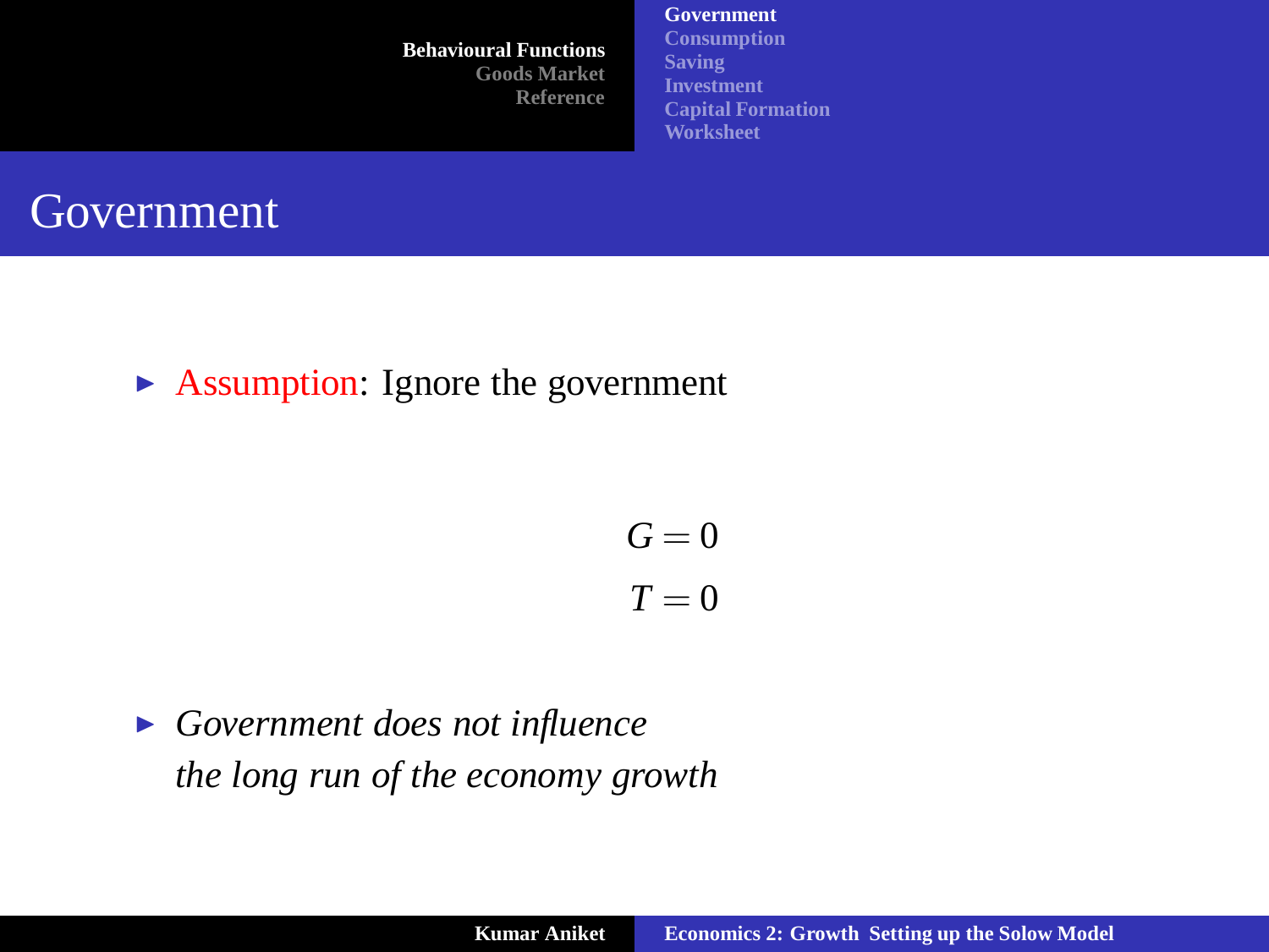# Government

- Assumption: Ignore the government

$$G = 0$$
$$T = 0$$

- *Government does not influence the long run of the economy growth*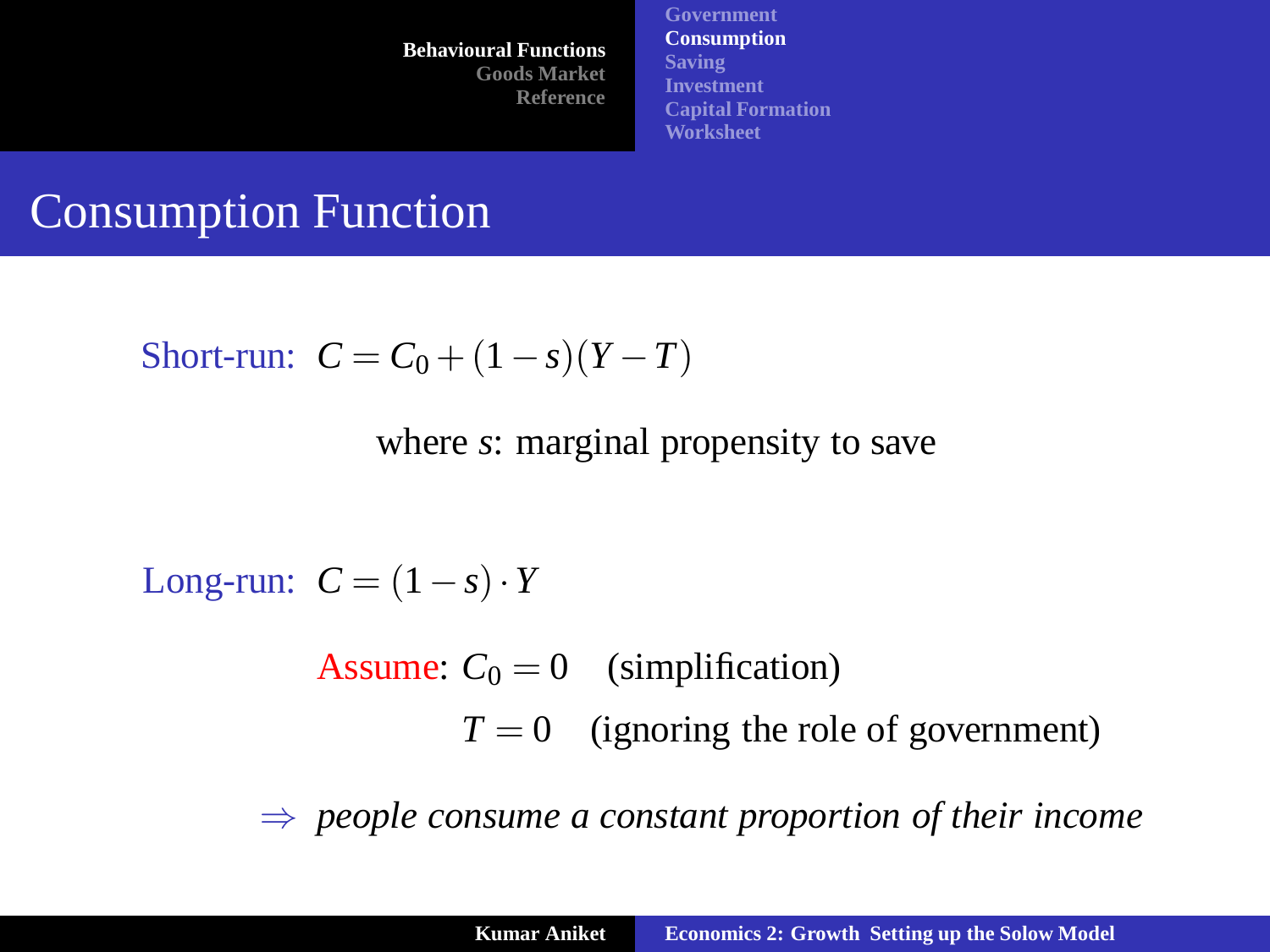# Consumption Function

Short-run: $C = C_0 + (1 - s)(Y - T)$

where $s$: marginal propensity to save

Long-run: $C = (1 - s) \cdot Y$

Assume: $C_0 = 0$ (simplification)

$T = 0$ (ignoring the role of government)

$\Rightarrow$ *people consume a constant proportion of their income*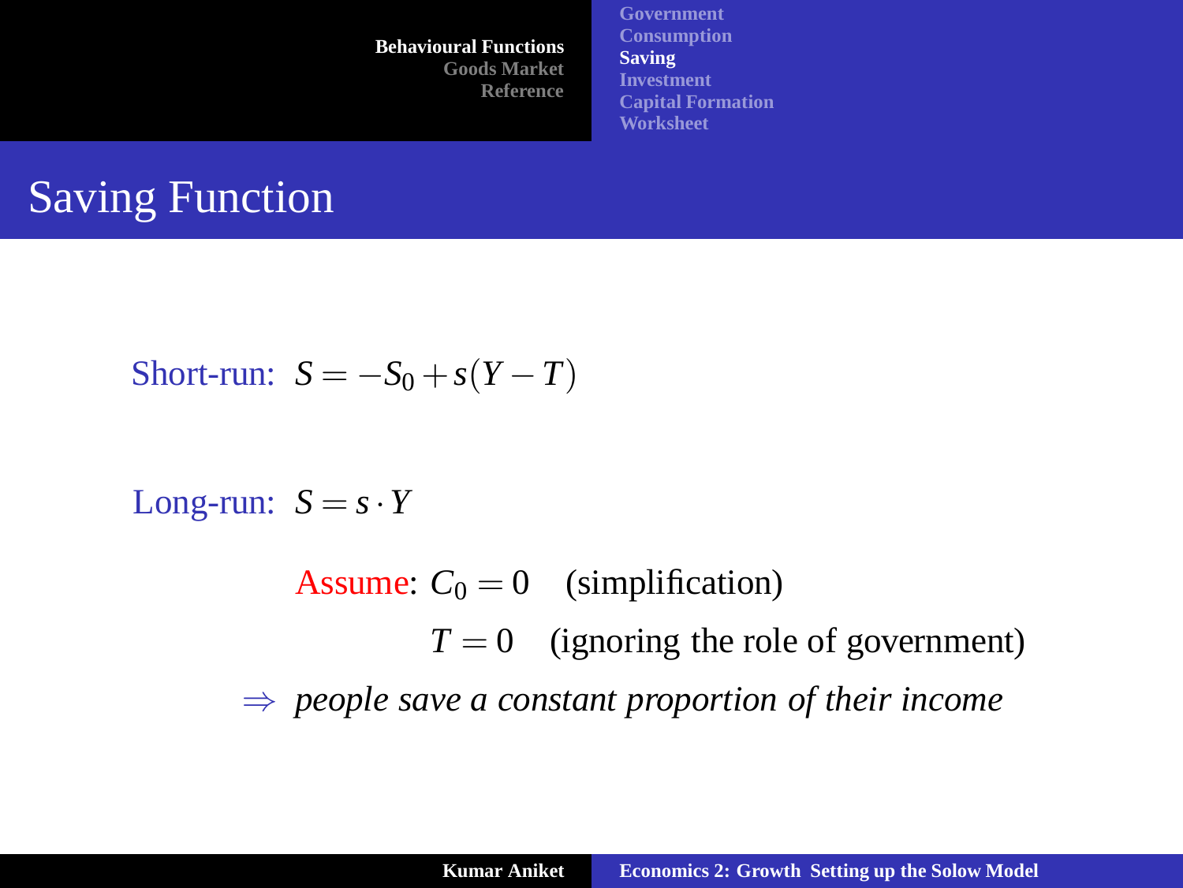# Saving Function

Short-run: $S = -S_0 + s(Y - T)$

Long-run: $S = s \cdot Y$

Assume: $C_0 = 0$ (simplification)

$T = 0$ (ignoring the role of government)

$\Rightarrow$ *people save a constant proportion of their income*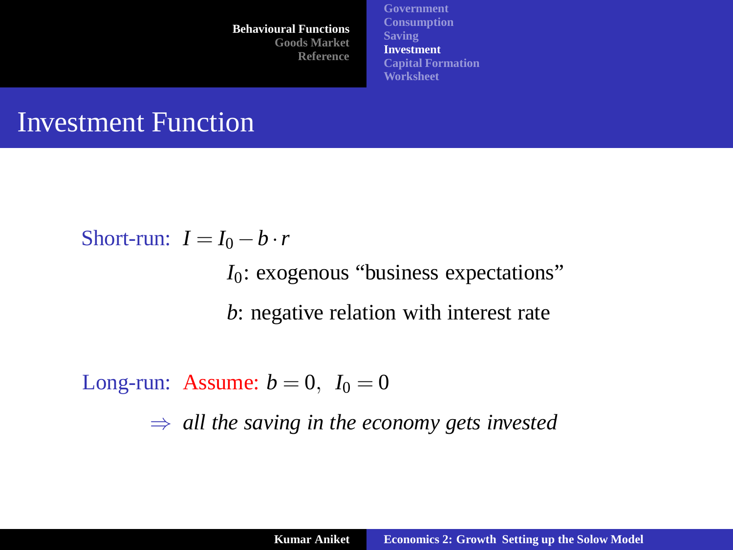# Investment Function

Short-run: $I = I_0 - b \cdot r$

$I_0$: exogenous "business expectations"

$b$: negative relation with interest rate

Long-run: Assume: $b = 0, \;\; I_0 = 0$

$\Rightarrow$ *all the saving in the economy gets invested*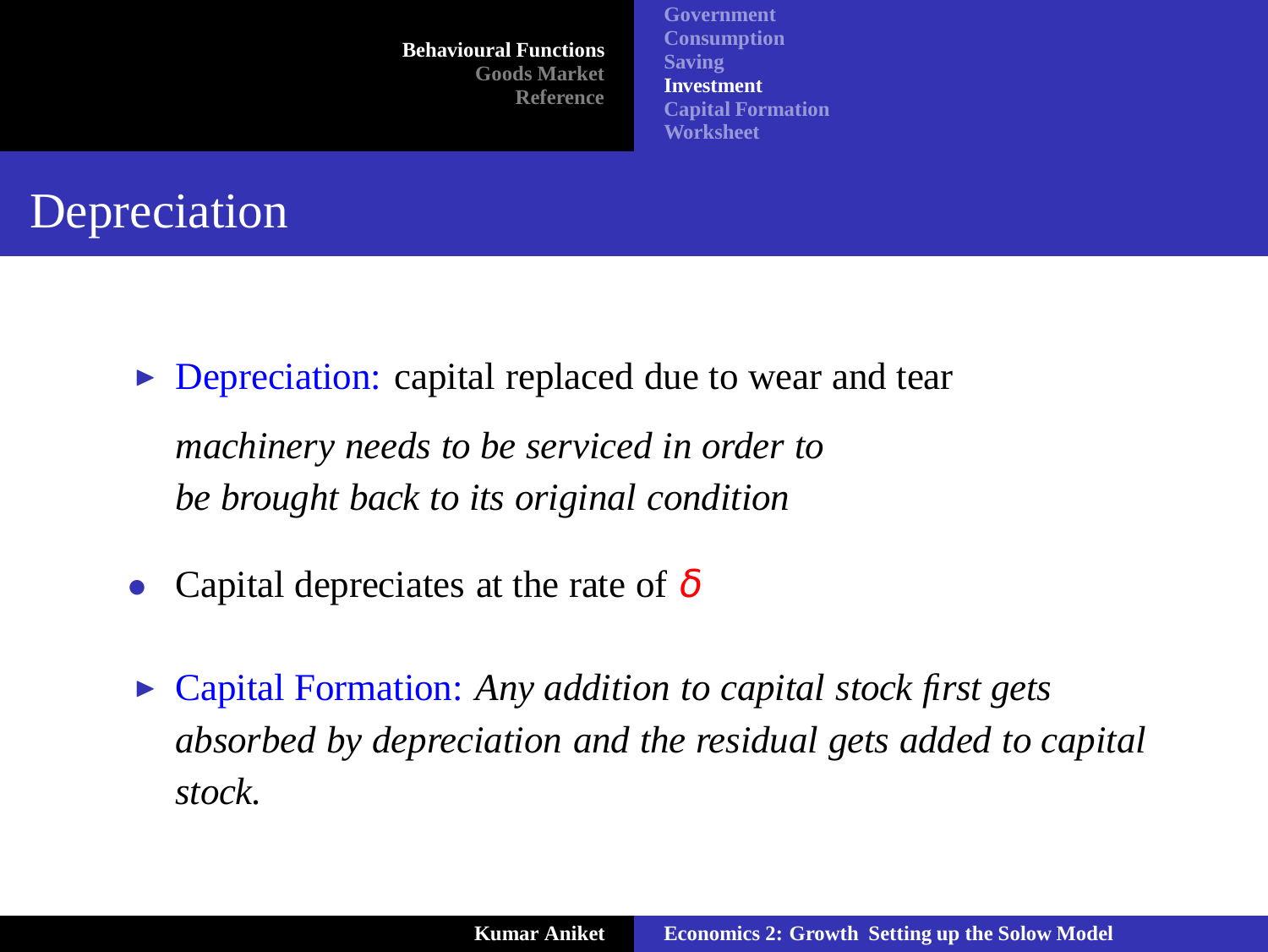## Depreciation

- Depreciation: capital replaced due to wear and tear

  *machinery needs to be serviced in order to be brought back to its original condition*

- Capital depreciates at the rate of $\delta$

- Capital Formation: *Any addition to capital stock first gets absorbed by depreciation and the residual gets added to capital stock.*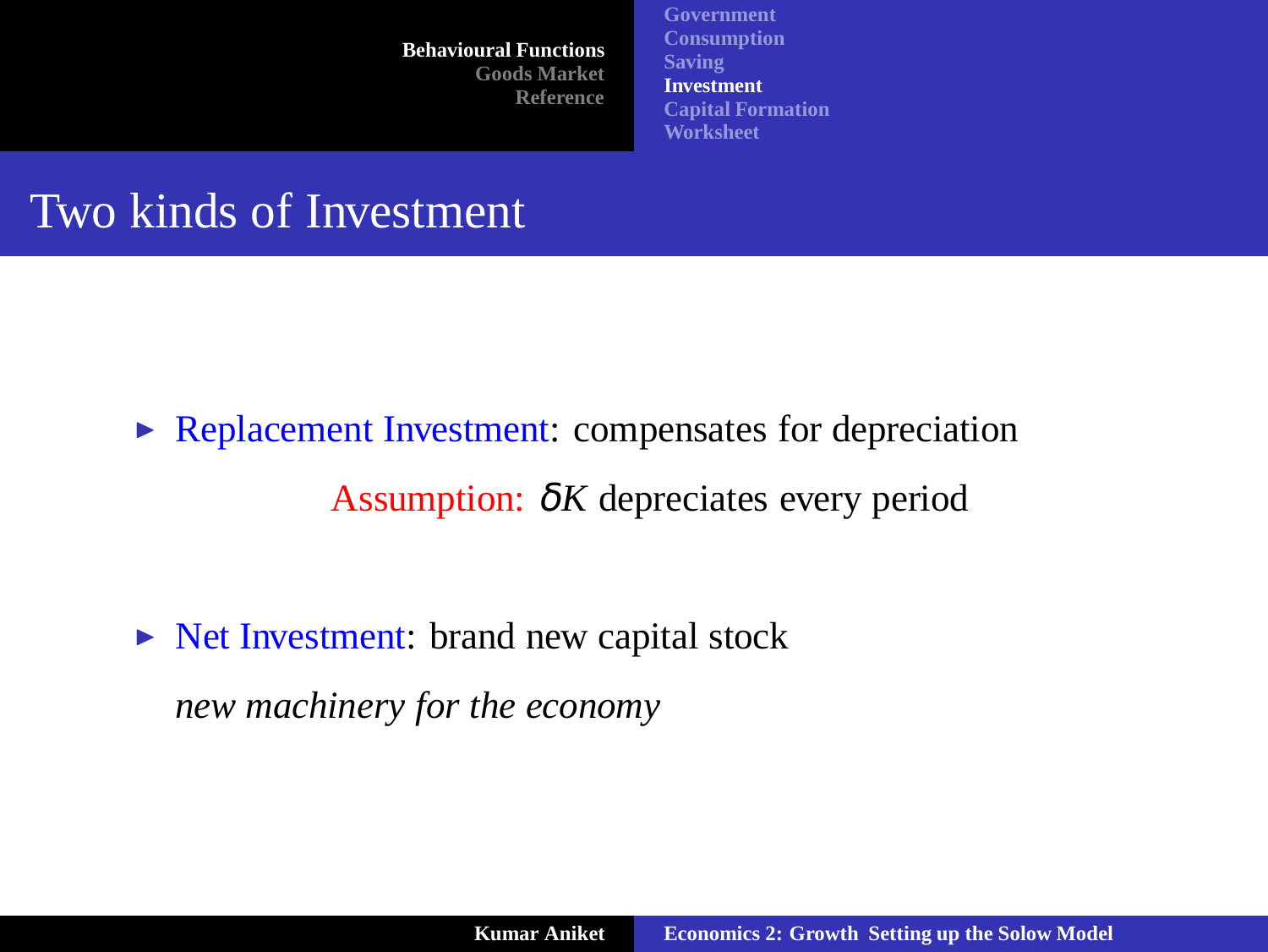## Two kinds of Investment

- Replacement Investment: compensates for depreciation

  Assumption: $\delta K$ depreciates every period

- Net Investment: brand new capital stock

  *new machinery for the economy*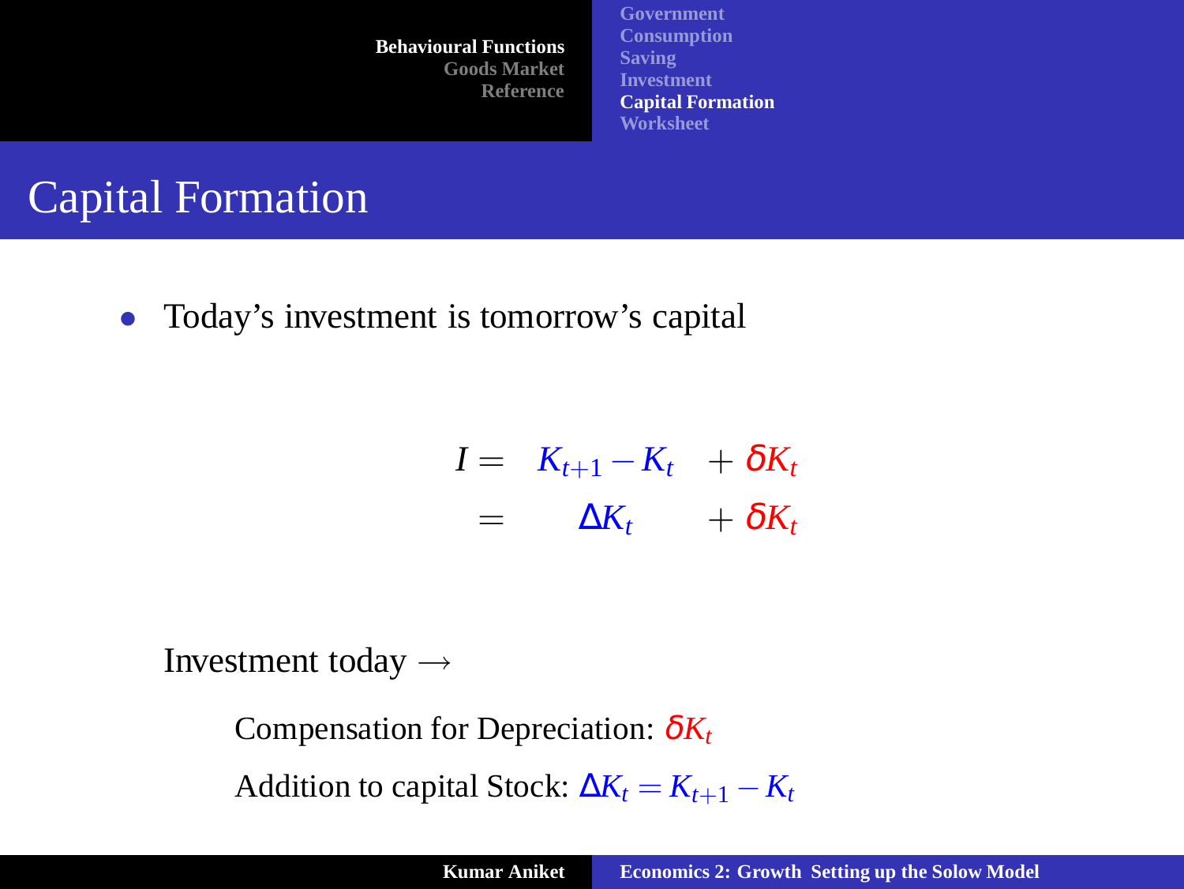# Capital Formation

- Today's investment is tomorrow's capital

$$
\begin{aligned}
I &= K_{t+1} - K_t + \delta K_t \\
&= \Delta K_t + \delta K_t
\end{aligned}
$$

Investment today $\longrightarrow$

Compensation for Depreciation: $\delta K_t$

Addition to capital Stock: $\Delta K_t = K_{t+1} - K_t$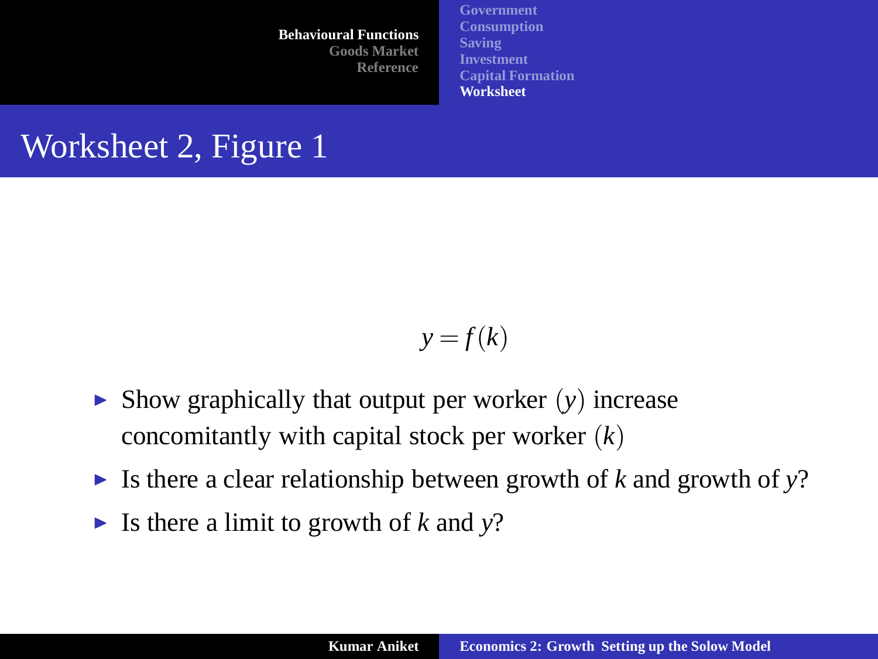# Worksheet 2, Figure 1

$$y = f(k)$$

- Show graphically that output per worker $(y)$ increase concomitantly with capital stock per worker $(k)$
- Is there a clear relationship between growth of $k$ and growth of $y$?
- Is there a limit to growth of $k$ and $y$?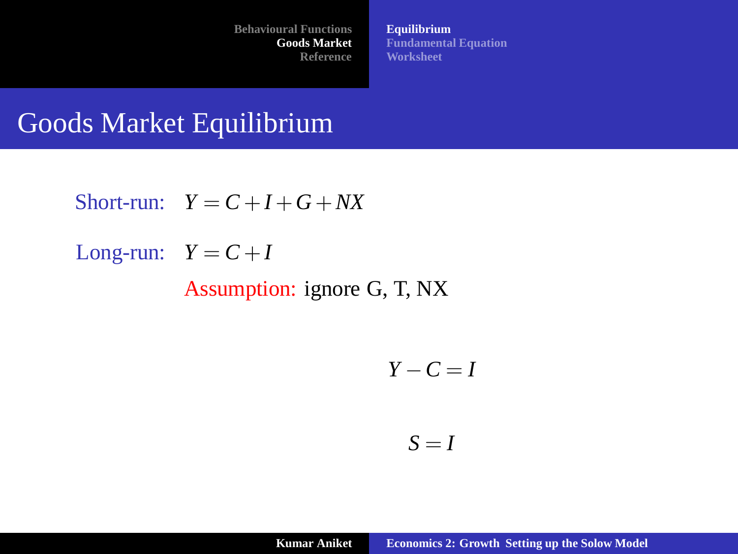# Goods Market Equilibrium

Short-run: $Y = C + I + G + NX$

Long-run: $Y = C + I$

Assumption: ignore G, T, NX

$$Y - C = I$$

$$S = I$$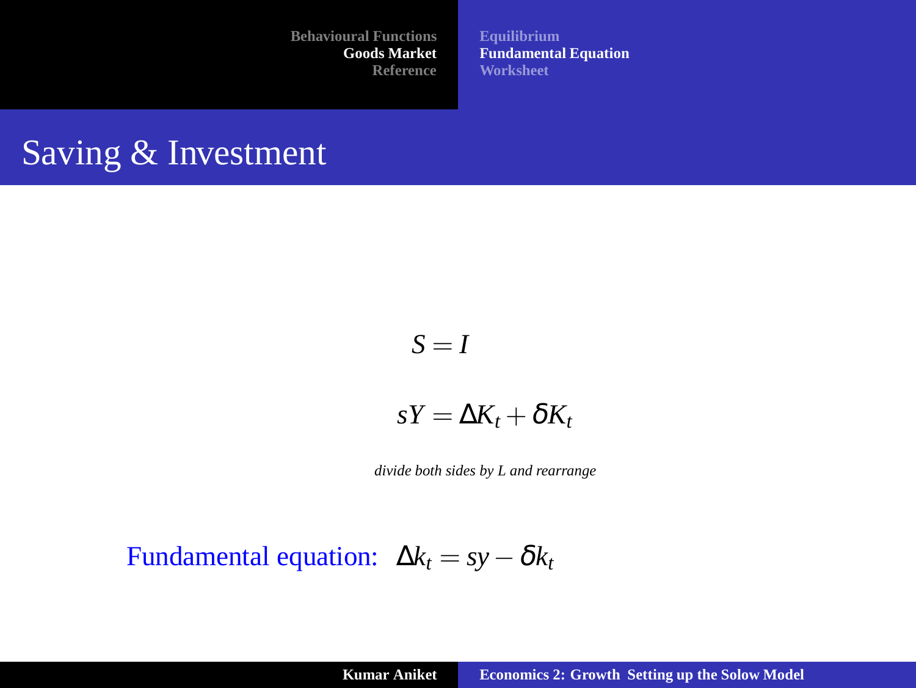# Saving & Investment

$$S = I$$

$$sY = \Delta K_t + \delta K_t$$

*divide both sides by L and rearrange*

Fundamental equation: $\Delta k_t = sy - \delta k_t$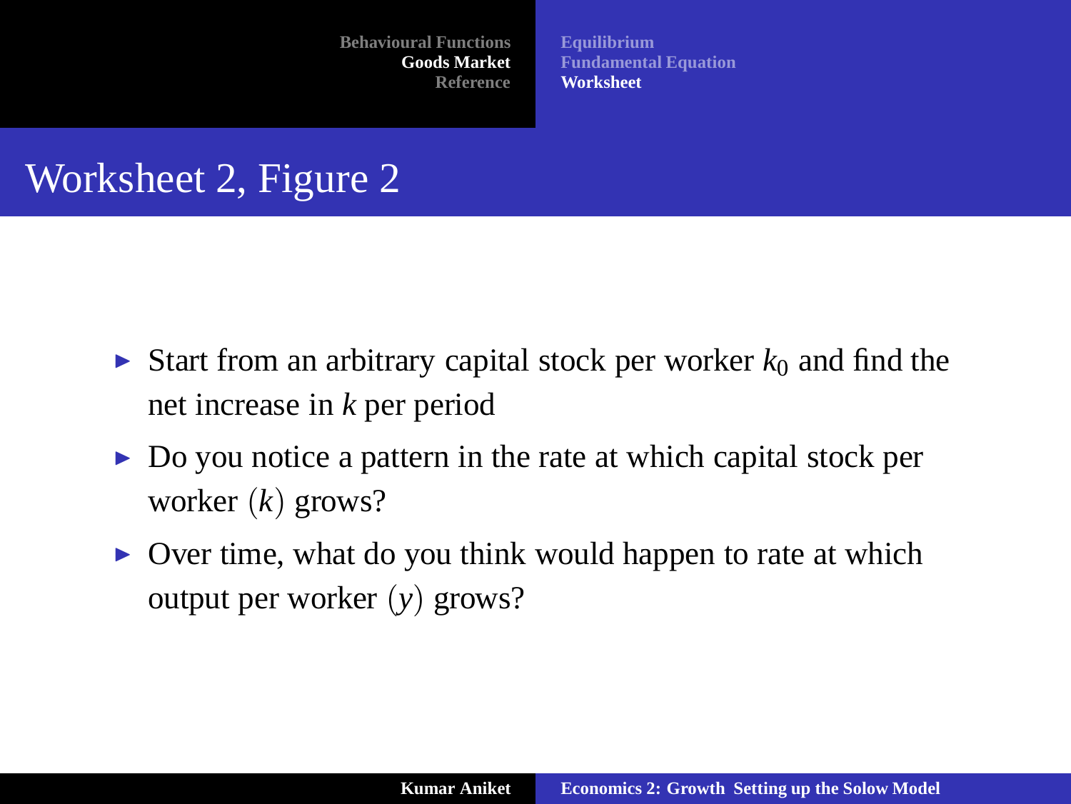## Worksheet 2, Figure 2

- Start from an arbitrary capital stock per worker $k_0$ and find the net increase in $k$ per period
- Do you notice a pattern in the rate at which capital stock per worker $(k)$ grows?
- Over time, what do you think would happen to rate at which output per worker $(y)$ grows?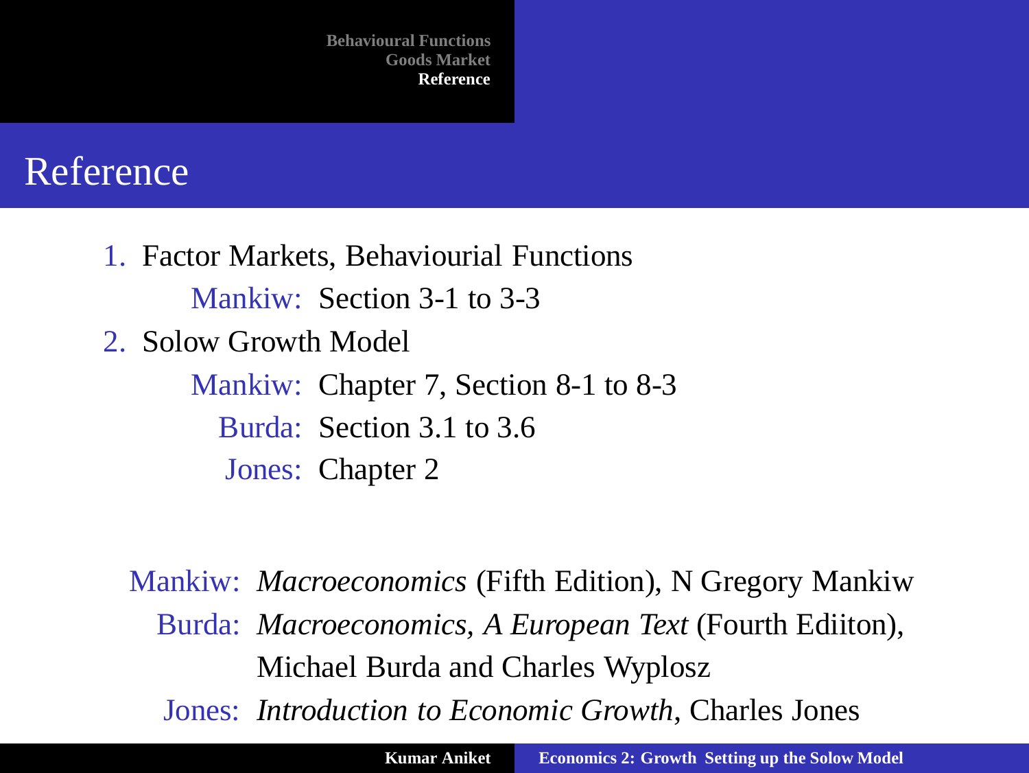# Reference

1. Factor Markets, Behaviourial Functions
   - Mankiw: Section 3-1 to 3-3
2. Solow Growth Model
   - Mankiw: Chapter 7, Section 8-1 to 8-3
   - Burda: Section 3.1 to 3.6
   - Jones: Chapter 2

Mankiw: *Macroeconomics* (Fifth Edition), N Gregory Mankiw

Burda: *Macroeconomics, A European Text* (Fourth Ediiton), Michael Burda and Charles Wyplosz

Jones: *Introduction to Economic Growth*, Charles Jones